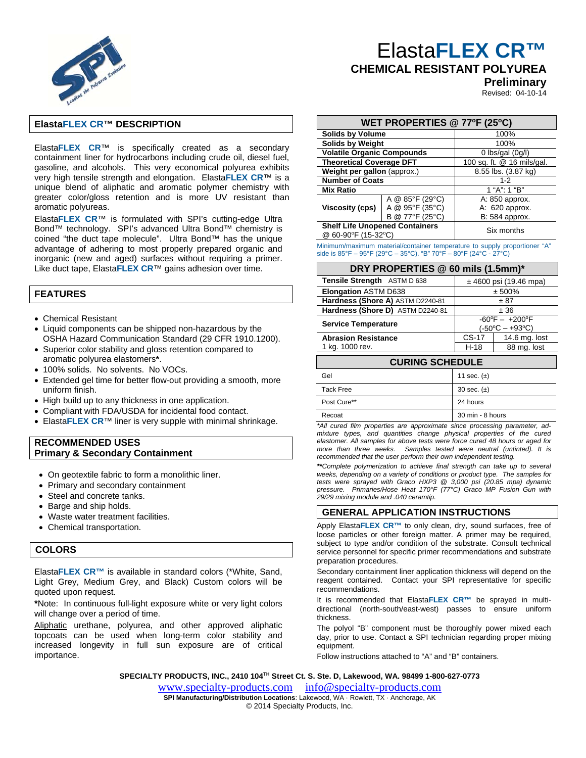# ElastaFLEX CR™

## CHEMICAL RESISTANT POLYUREA

**Preliminary**

Revised: 04-10-14

## ElastaFLEX CR™ DESCRIPTION

ElastaFLEX CR™ is specifically created as a secondary containment liner for hydrocarbons including crude oil, diesel fuel, gasoline, and alcohols. This very economical polyurea exhibits very high tensile strength and elongation. ElastaFLEX CR™ is a unique blend of aliphatic and aromatic polymer chemistry with greater color/gloss retention and is more UV resistant than aromatic polyureas.

ElastaFLEX CR™ is formulated with SPI's cutting-edge Ultra Bond™ technology. SPI's advanced Ultra Bond™ chemistry is coined "the duct tape molecule". Ultra Bond™ has the unique advantage of adhering to most properly prepared organic and inorganic (new and aged) surfaces without requiring a primer. Like duct tape, ElastaFLEX CR™ gains adhesion over time.

## FEATURES

- Chemical Resistant
- Liquid components can be shipped non-hazardous by the OSHA Hazard Communication Standard (29 CFR 1910.1200).
- Superior color stability and gloss retention compared to aromatic polyurea elastomers**\***.
- 100% solids. No solvents. No VOCs.
- Extended gel time for better flow-out providing a smooth, more uniform finish.
- High build up to any thickness in one application.
- Compliant with FDA/USDA for incidental food contact.
- ElastaFLEX CR™ liner is very supple with minimal shrinkage.

## RECOMMENDED USES
### Primary & Secondary Containment

- On geotextile fabric to form a monolithic liner.
- Primary and secondary containment
- Steel and concrete tanks.
- Barge and ship holds.
- Waste water treatment facilities.
- Chemical transportation.

## COLORS

ElastaFLEX CR™ is available in standard colors (*White, Sand, Light Grey, Medium Grey, and Black) Custom colors will be quoted upon request.

**\***Note: In continuous full-light exposure white or very light colors will change over a period of time.

Aliphatic urethane, polyurea, and other approved aliphatic topcoats can be used when long-term color stability and increased longevity in full sun exposure are of critical importance.

| WET PROPERTIES @ 77ºF (25ºC) | | |
|---|---|---|
| **Solids by Volume** | | 100% |
| **Solids by Weight** | | 100% |
| **Volatile Organic Compounds** | | 0 lbs/gal (0g/l) |
| **Theoretical Coverage DFT** | | 100 sq. ft. @ 16 mils/gal. |
| **Weight per gallon** (approx.) | | 8.55 lbs. (3.87 kg) |
| **Number of Coats** | | 1-2 |
| **Mix Ratio** | | 1 "A": 1 "B" |
| **Viscosity (cps)** | A @ 85°F (29°C) | A: 850 approx. |
| | A @ 95°F (35°C) | A: 620 approx. |
| | B @ 77°F (25°C) | B: 584 approx. |
| **Shelf Life Unopened Containers** @ 60-90ºF (15-32ºC) | | Six months |

Minimum/maximum material/container temperature to supply proportioner "A" side is 85°F – 95°F (29°C – 35°C). "B" 70°F – 80°F (24°C - 27°C)

| DRY PROPERTIES @ 60 mils (1.5mm)* | | |
|---|---|---|
| **Tensile Strength** ASTM D 638 | ± 4600 psi (19.46 mpa) | |
| **Elongation** ASTM D638 | ± 500% | |
| **Hardness (Shore A)** ASTM D2240-81 | ± 87 | |
| **Hardness (Shore D)** ASTM D2240-81 | ± 36 | |
| **Service Temperature** | -60ºF – +200ºF (-50ºC – +93ºC) | |
| **Abrasion Resistance** 1 kg. 1000 rev. | CS-17 | 14.6 mg. lost |
| | H-18 | 88 mg. lost |

| CURING SCHEDULE | |
|---|---|
| Gel | 11 sec. (±) |
| Tack Free | 30 sec. (±) |
| Post Cure** | 24 hours |
| Recoat | 30 min - 8 hours |

*\*All cured film properties are approximate since processing parameter, admixture types, and quantities change physical properties of the cured elastomer. All samples for above tests were force cured 48 hours or aged for more than three weeks. Samples tested were neutral (untinted). It is recommended that the user perform their own independent testing.*

*\*\*Complete polymerization to achieve final strength can take up to several weeks, depending on a variety of conditions or product type. The samples for tests were sprayed with Graco HXP3 @ 3,000 psi (20.85 mpa) dynamic pressure. Primaries/Hose Heat 170°F (77°C) Graco MP Fusion Gun with 29/29 mixing module and .040 ceramtip.*

## GENERAL APPLICATION INSTRUCTIONS

Apply ElastaFLEX CR™ to only clean, dry, sound surfaces, free of loose particles or other foreign matter. A primer may be required, subject to type and/or condition of the substrate. Consult technical service personnel for specific primer recommendations and substrate preparation procedures.

Secondary containment liner application thickness will depend on the reagent contained. Contact your SPI representative for specific recommendations.

It is recommended that ElastaFLEX CR™ be sprayed in multi-directional (north-south/east-west) passes to ensure uniform thickness.

The polyol "B" component must be thoroughly power mixed each day, prior to use. Contact a SPI technician regarding proper mixing equipment.

Follow instructions attached to "A" and "B" containers.

**SPECIALTY PRODUCTS, INC., 2410 104TH Street Ct. S. Ste. D, Lakewood, WA. 98499 1-800-627-0773**

www.specialty-products.com info@specialty-products.com

**SPI Manufacturing/Distribution Locations**: Lakewood, WA · Rowlett, TX · Anchorage, AK

© 2014 Specialty Products, Inc.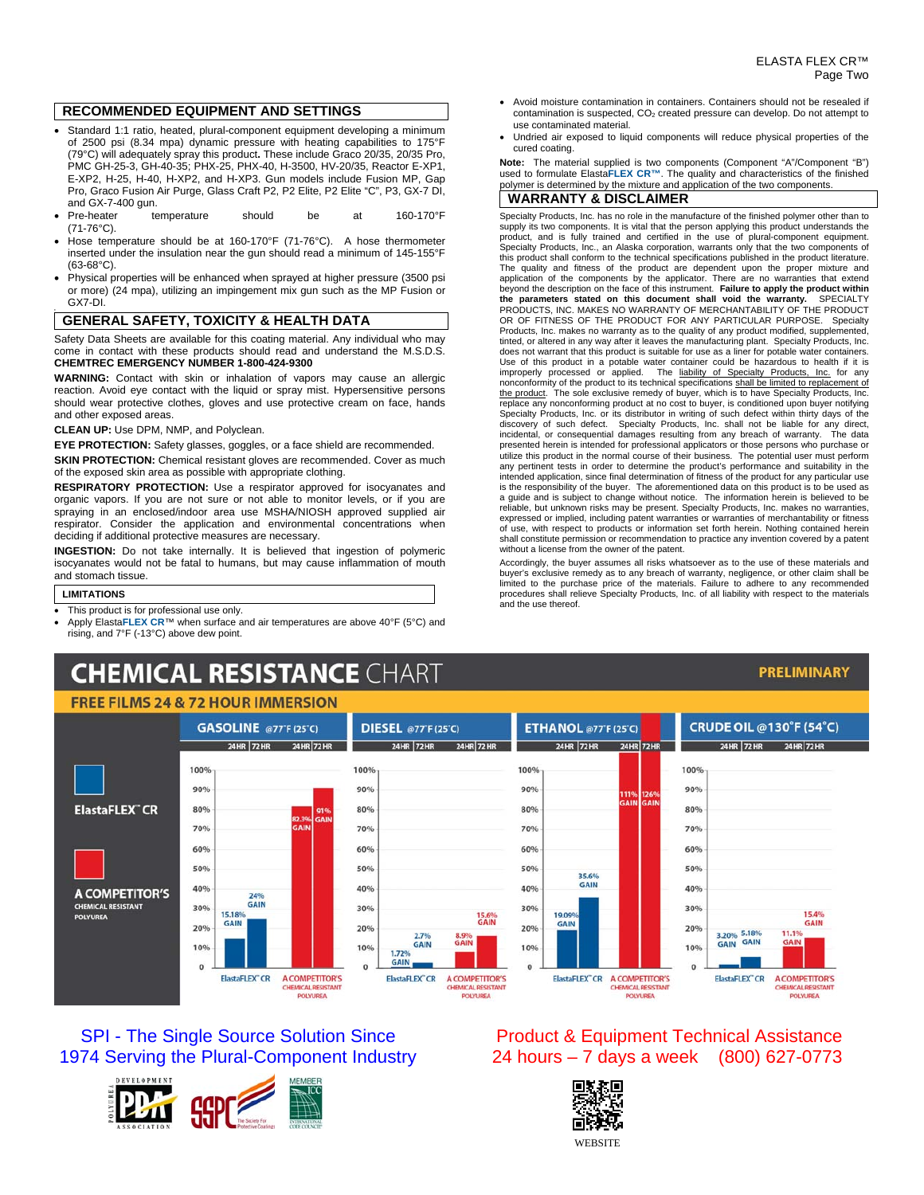## RECOMMENDED EQUIPMENT AND SETTINGS

- Standard 1:1 ratio, heated, plural-component equipment developing a minimum of 2500 psi (8.34 mpa) dynamic pressure with heating capabilities to 175°F (79°C) will adequately spray this product**.** These include Graco 20/35, 20/35 Pro, PMC GH-25-3, GH-40-35; PHX-25, PHX-40, H-3500, HV-20/35, Reactor E-XP1, E-XP2, H-25, H-40, H-XP2, and H-XP3. Gun models include Fusion MP, Gap Pro, Graco Fusion Air Purge, Glass Craft P2, P2 Elite, P2 Elite "C", P3, GX-7 DI, and GX-7-400 gun.
- Pre-heater temperature should be at 160-170°F (71-76°C).
- Hose temperature should be at 160-170°F (71-76°C). A hose thermometer inserted under the insulation near the gun should read a minimum of 145-155°F (63-68°C).
- Physical properties will be enhanced when sprayed at higher pressure (3500 psi or more) (24 mpa), utilizing an impingement mix gun such as the MP Fusion or GX7-DI.

## GENERAL SAFETY, TOXICITY & HEALTH DATA

Safety Data Sheets are available for this coating material. Any individual who may come in contact with these products should read and understand the M.S.D.S. **CHEMTREC EMERGENCY NUMBER 1-800-424-9300**

**WARNING:** Contact with skin or inhalation of vapors may cause an allergic reaction. Avoid eye contact with the liquid or spray mist. Hypersensitive persons should wear protective clothes, gloves and use protective cream on face, hands and other exposed areas.

**CLEAN UP:** Use DPM, NMP, and Polyclean.

**EYE PROTECTION:** Safety glasses, goggles, or a face shield are recommended.

**SKIN PROTECTION:** Chemical resistant gloves are recommended. Cover as much of the exposed skin area as possible with appropriate clothing.

**RESPIRATORY PROTECTION:** Use a respirator approved for isocyanates and organic vapors. If you are not sure or not able to monitor levels, or if you are spraying in an enclosed/indoor area use MSHA/NIOSH approved supplied air respirator. Consider the application and environmental concentrations when deciding if additional protective measures are necessary.

**INGESTION:** Do not take internally. It is believed that ingestion of polymeric isocyanates would not be fatal to humans, but may cause inflammation of mouth and stomach tissue.

### LIMITATIONS

- This product is for professional use only.
- Apply ElastaFLEX CR™ when surface and air temperatures are above 40°F (5°C) and rising, and 7°F (-13°C) above dew point.
- Avoid moisture contamination in containers. Containers should not be resealed if contamination is suspected, $CO_2$ created pressure can develop. Do not attempt to use contaminated material.
- Undried air exposed to liquid components will reduce physical properties of the cured coating.

**Note:** The material supplied is two components (Component "A"/Component "B") used to formulate ElastaFLEX CR™. The quality and characteristics of the finished polymer is determined by the mixture and application of the two components.

## WARRANTY & DISCLAIMER

Specialty Products, Inc. has no role in the manufacture of the finished polymer other than to supply its two components. It is vital that the person applying this product understands the product, and is fully trained and certified in the use of plural-component equipment. Specialty Products, Inc., an Alaska corporation, warrants only that the two components of this product shall conform to the technical specifications published in the product literature. The quality and fitness of the product are dependent upon the proper mixture and application of the components by the applicator. There are no warranties that extend beyond the description on the face of this instrument. **Failure to apply the product within the parameters stated on this document shall void the warranty.** SPECIALTY PRODUCTS, INC. MAKES NO WARRANTY OF MERCHANTABILITY OF THE PRODUCT OR OF FITNESS OF THE PRODUCT FOR ANY PARTICULAR PURPOSE. Specialty Products, Inc. makes no warranty as to the quality of any product modified, supplemented, tinted, or altered in any way after it leaves the manufacturing plant. Specialty Products, Inc. does not warrant that this product is suitable for use as a liner for potable water containers. Use of this product in a potable water container could be hazardous to health if it is improperly processed or applied. The liability of Specialty Products, Inc. for any nonconformity of the product to its technical specifications shall be limited to replacement of the product. The sole exclusive remedy of buyer, which is to have Specialty Products, Inc. replace any nonconforming product at no cost to buyer, is conditioned upon buyer notifying Specialty Products, Inc. or its distributor in writing of such defect within thirty days of the discovery of such defect. Specialty Products, Inc. shall not be liable for any direct, incidental, or consequential damages resulting from any breach of warranty. The data presented herein is intended for professional applicators or those persons who purchase or utilize this product in the normal course of their business. The potential user must perform any pertinent tests in order to determine the product's performance and suitability in the intended application, since final determination of fitness of the product for any particular use is the responsibility of the buyer. The aforementioned data on this product is to be used as a guide and is subject to change without notice. The information herein is believed to be reliable, but unknown risks may be present. Specialty Products, Inc. makes no warranties, expressed or implied, including patent warranties or warranties of merchantability or fitness of use, with respect to products or information set forth herein. Nothing contained herein shall constitute permission or recommendation to practice any invention covered by a patent without a license from the owner of the patent.

Accordingly, the buyer assumes all risks whatsoever as to the use of these materials and buyer's exclusive remedy as to any breach of warranty, negligence, or other claim shall be limited to the purchase price of the materials. Failure to adhere to any recommended procedures shall relieve Specialty Products, Inc. of all liability with respect to the materials and the use thereof.

## CHEMICAL RESISTANCE CHART

PRELIMINARY

FREE FILMS 24 & 72 HOUR IMMERSION

ElastaFLEX™ CR

A COMPETITOR'S CHEMICAL RESISTANT POLYUREA

GASOLINE @77°F (25°C) — 24HR | 72HR
ElastaFLEX™ CR: 15.18% GAIN, 24% GAIN
A COMPETITOR'S CHEMICAL RESISTANT POLYUREA: 82.3% GAIN, 91% GAIN

DIESEL @77°F (25°C) — 24HR | 72HR
ElastaFLEX™ CR: 1.72% GAIN, 2.7% GAIN
A COMPETITOR'S CHEMICAL RESISTANT POLYUREA: 8.9% GAIN, 15.6% GAIN

ETHANOL @77°F (25°C) — 24HR | 72HR
ElastaFLEX™ CR: 19.09% GAIN, 35.6% GAIN
A COMPETITOR'S CHEMICAL RESISTANT POLYUREA: 111% GAIN, 126% GAIN

CRUDE OIL @130°F (54°C) — 24HR | 72HR
ElastaFLEX™ CR: 3.20% GAIN, 5.18% GAIN
A COMPETITOR'S CHEMICAL RESISTANT POLYUREA: 11.1% GAIN, 15.4% GAIN

SPI - The Single Source Solution Since 1974 Serving the Plural-Component Industry

Product & Equipment Technical Assistance
24 hours – 7 days a week (800) 627-0773

WEBSITE